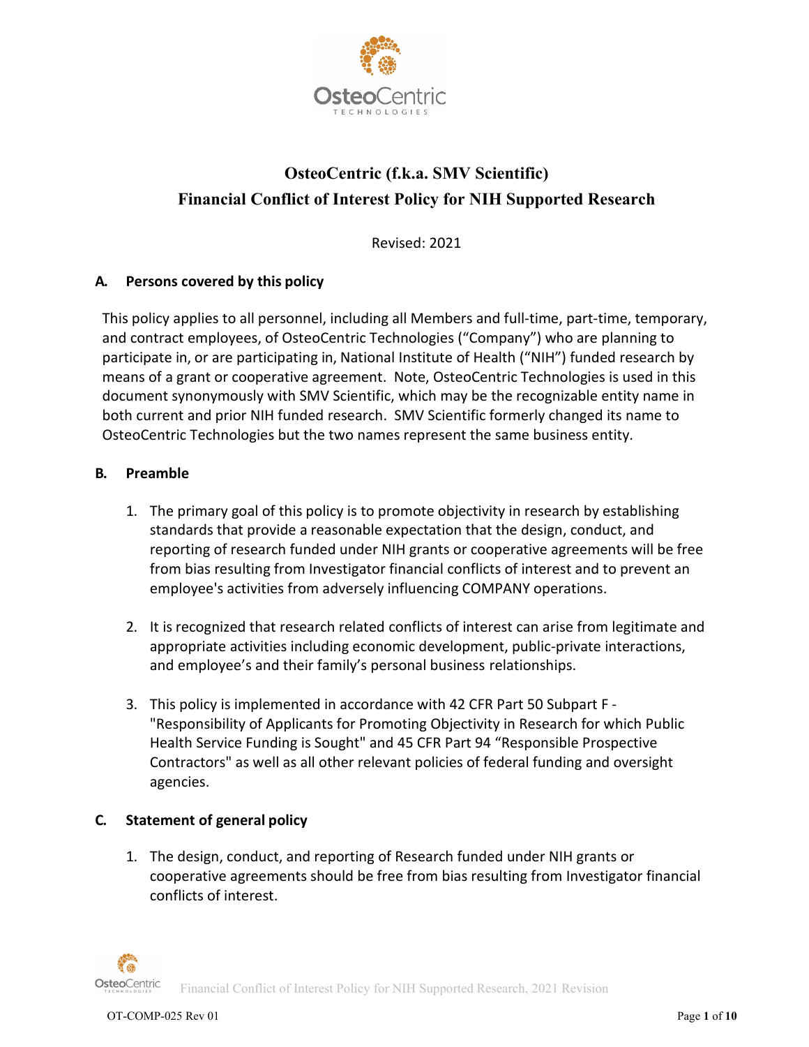# OsteoCentric (f.k.a. SMV Scientific)
# Financial Conflict of Interest Policy for NIH Supported Research

Revised: 2021

## A. Persons covered by this policy

This policy applies to all personnel, including all Members and full-time, part-time, temporary, and contract employees, of OsteoCentric Technologies ("Company") who are planning to participate in, or are participating in, National Institute of Health ("NIH") funded research by means of a grant or cooperative agreement. Note, OsteoCentric Technologies is used in this document synonymously with SMV Scientific, which may be the recognizable entity name in both current and prior NIH funded research. SMV Scientific formerly changed its name to OsteoCentric Technologies but the two names represent the same business entity.

## B. Preamble

1. The primary goal of this policy is to promote objectivity in research by establishing standards that provide a reasonable expectation that the design, conduct, and reporting of research funded under NIH grants or cooperative agreements will be free from bias resulting from Investigator financial conflicts of interest and to prevent an employee's activities from adversely influencing COMPANY operations.

2. It is recognized that research related conflicts of interest can arise from legitimate and appropriate activities including economic development, public-private interactions, and employee's and their family's personal business relationships.

3. This policy is implemented in accordance with 42 CFR Part 50 Subpart F - "Responsibility of Applicants for Promoting Objectivity in Research for which Public Health Service Funding is Sought" and 45 CFR Part 94 "Responsible Prospective Contractors" as well as all other relevant policies of federal funding and oversight agencies.

## C. Statement of general policy

1. The design, conduct, and reporting of Research funded under NIH grants or cooperative agreements should be free from bias resulting from Investigator financial conflicts of interest.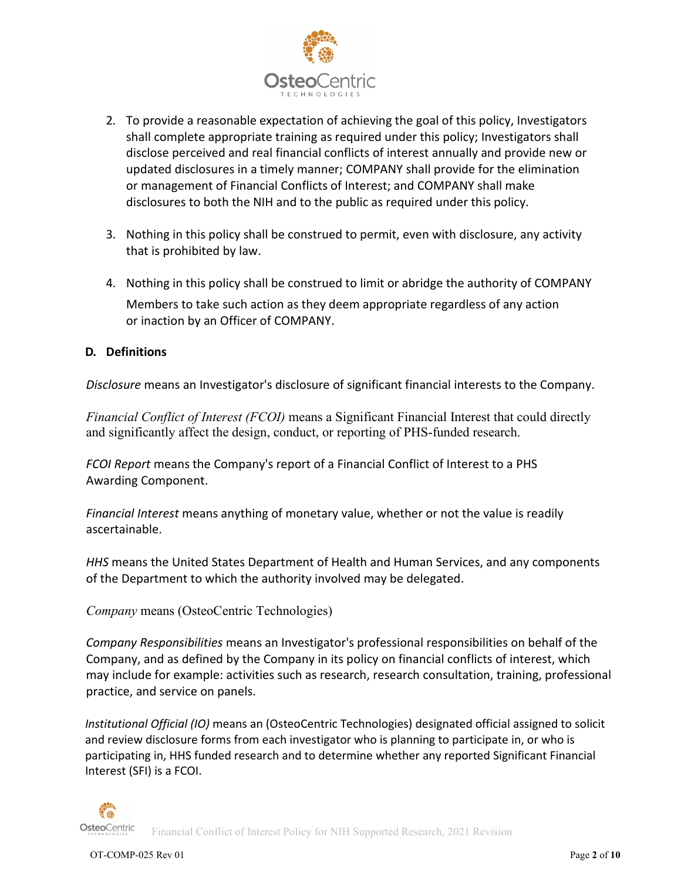2. To provide a reasonable expectation of achieving the goal of this policy, Investigators shall complete appropriate training as required under this policy; Investigators shall disclose perceived and real financial conflicts of interest annually and provide new or updated disclosures in a timely manner; COMPANY shall provide for the elimination or management of Financial Conflicts of Interest; and COMPANY shall make disclosures to both the NIH and to the public as required under this policy.

3. Nothing in this policy shall be construed to permit, even with disclosure, any activity that is prohibited by law.

4. Nothing in this policy shall be construed to limit or abridge the authority of COMPANY Members to take such action as they deem appropriate regardless of any action or inaction by an Officer of COMPANY.

### D. Definitions

*Disclosure* means an Investigator's disclosure of significant financial interests to the Company.

*Financial Conflict of Interest (FCOI)* means a Significant Financial Interest that could directly and significantly affect the design, conduct, or reporting of PHS-funded research.

*FCOI Report* means the Company's report of a Financial Conflict of Interest to a PHS Awarding Component.

*Financial Interest* means anything of monetary value, whether or not the value is readily ascertainable.

*HHS* means the United States Department of Health and Human Services, and any components of the Department to which the authority involved may be delegated.

*Company* means (OsteoCentric Technologies)

*Company Responsibilities* means an Investigator's professional responsibilities on behalf of the Company, and as defined by the Company in its policy on financial conflicts of interest, which may include for example: activities such as research, research consultation, training, professional practice, and service on panels.

*Institutional Official (IO)* means an (OsteoCentric Technologies) designated official assigned to solicit and review disclosure forms from each investigator who is planning to participate in, or who is participating in, HHS funded research and to determine whether any reported Significant Financial Interest (SFI) is a FCOI.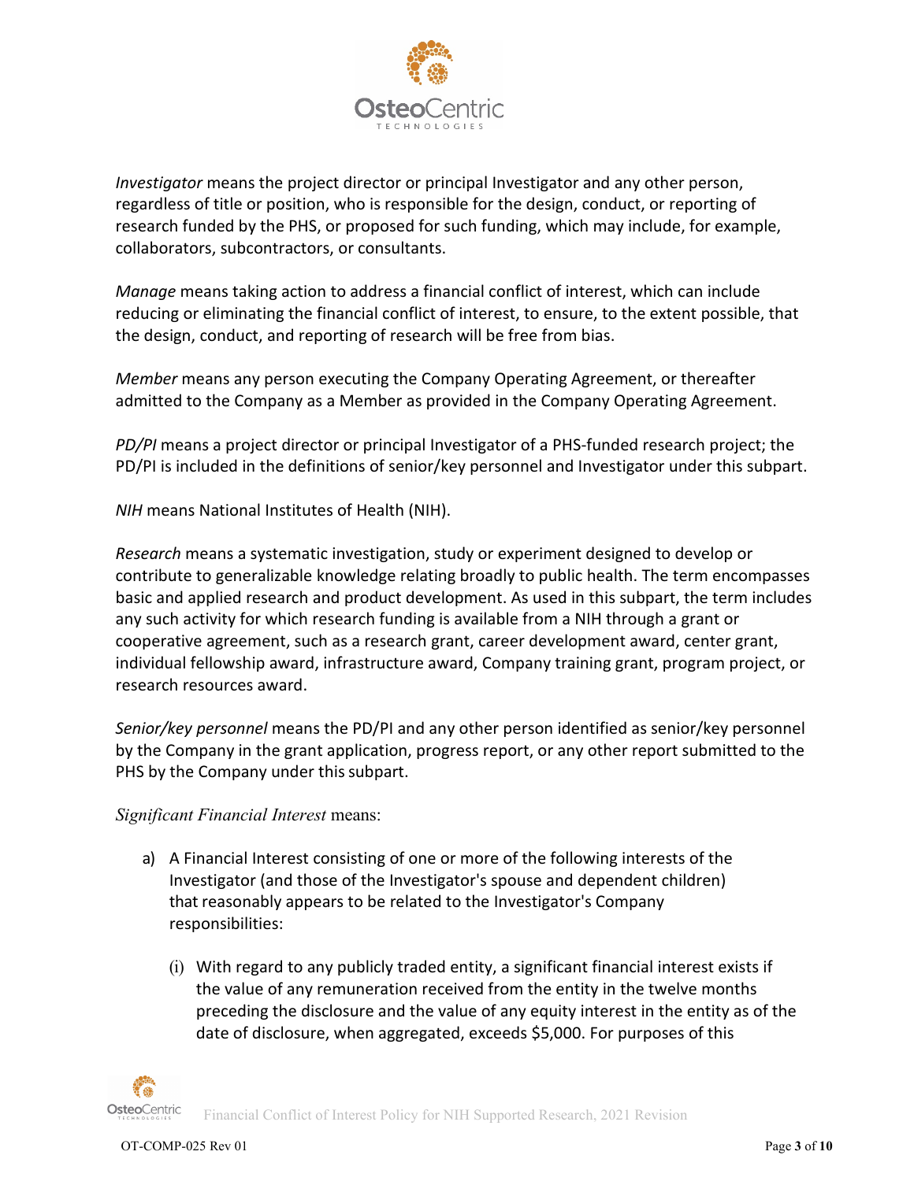*Investigator* means the project director or principal Investigator and any other person, regardless of title or position, who is responsible for the design, conduct, or reporting of research funded by the PHS, or proposed for such funding, which may include, for example, collaborators, subcontractors, or consultants.

*Manage* means taking action to address a financial conflict of interest, which can include reducing or eliminating the financial conflict of interest, to ensure, to the extent possible, that the design, conduct, and reporting of research will be free from bias.

*Member* means any person executing the Company Operating Agreement, or thereafter admitted to the Company as a Member as provided in the Company Operating Agreement.

*PD/PI* means a project director or principal Investigator of a PHS-funded research project; the PD/PI is included in the definitions of senior/key personnel and Investigator under this subpart.

*NIH* means National Institutes of Health (NIH).

*Research* means a systematic investigation, study or experiment designed to develop or contribute to generalizable knowledge relating broadly to public health. The term encompasses basic and applied research and product development. As used in this subpart, the term includes any such activity for which research funding is available from a NIH through a grant or cooperative agreement, such as a research grant, career development award, center grant, individual fellowship award, infrastructure award, Company training grant, program project, or research resources award.

*Senior/key personnel* means the PD/PI and any other person identified as senior/key personnel by the Company in the grant application, progress report, or any other report submitted to the PHS by the Company under this subpart.

*Significant Financial Interest* means:

a) A Financial Interest consisting of one or more of the following interests of the Investigator (and those of the Investigator's spouse and dependent children) that reasonably appears to be related to the Investigator's Company responsibilities:

   (i) With regard to any publicly traded entity, a significant financial interest exists if the value of any remuneration received from the entity in the twelve months preceding the disclosure and the value of any equity interest in the entity as of the date of disclosure, when aggregated, exceeds $5,000. For purposes of this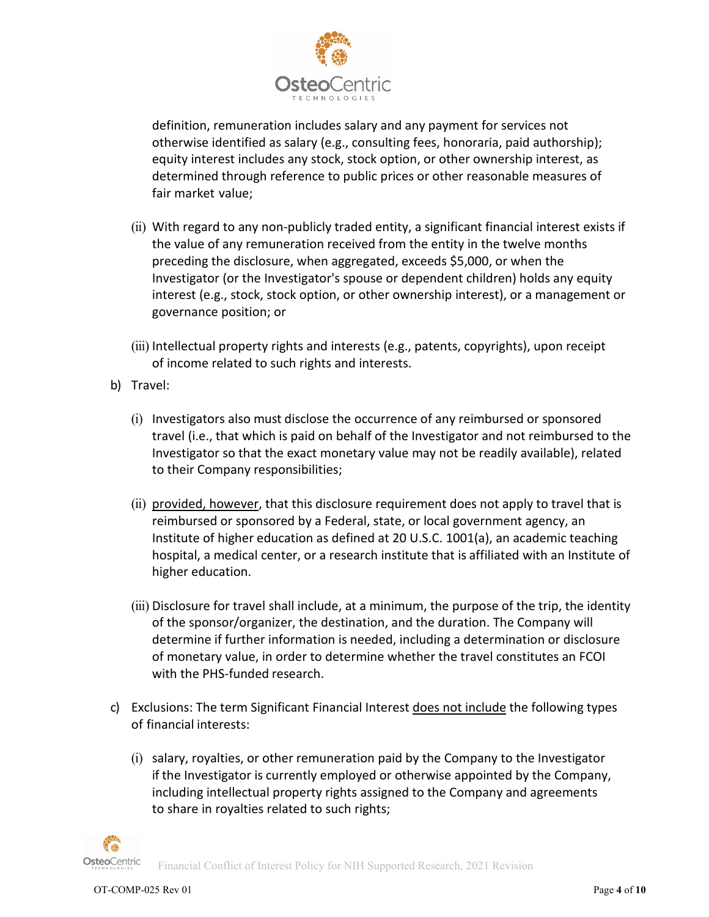definition, remuneration includes salary and any payment for services not otherwise identified as salary (e.g., consulting fees, honoraria, paid authorship); equity interest includes any stock, stock option, or other ownership interest, as determined through reference to public prices or other reasonable measures of fair market value;

(ii) With regard to any non-publicly traded entity, a significant financial interest exists if the value of any remuneration received from the entity in the twelve months preceding the disclosure, when aggregated, exceeds $5,000, or when the Investigator (or the Investigator's spouse or dependent children) holds any equity interest (e.g., stock, stock option, or other ownership interest), or a management or governance position; or

(iii) Intellectual property rights and interests (e.g., patents, copyrights), upon receipt of income related to such rights and interests.

b) Travel:

(i) Investigators also must disclose the occurrence of any reimbursed or sponsored travel (i.e., that which is paid on behalf of the Investigator and not reimbursed to the Investigator so that the exact monetary value may not be readily available), related to their Company responsibilities;

(ii) provided, however, that this disclosure requirement does not apply to travel that is reimbursed or sponsored by a Federal, state, or local government agency, an Institute of higher education as defined at 20 U.S.C. 1001(a), an academic teaching hospital, a medical center, or a research institute that is affiliated with an Institute of higher education.

(iii) Disclosure for travel shall include, at a minimum, the purpose of the trip, the identity of the sponsor/organizer, the destination, and the duration. The Company will determine if further information is needed, including a determination or disclosure of monetary value, in order to determine whether the travel constitutes an FCOI with the PHS-funded research.

c) Exclusions: The term Significant Financial Interest does not include the following types of financial interests:

(i) salary, royalties, or other remuneration paid by the Company to the Investigator if the Investigator is currently employed or otherwise appointed by the Company, including intellectual property rights assigned to the Company and agreements to share in royalties related to such rights;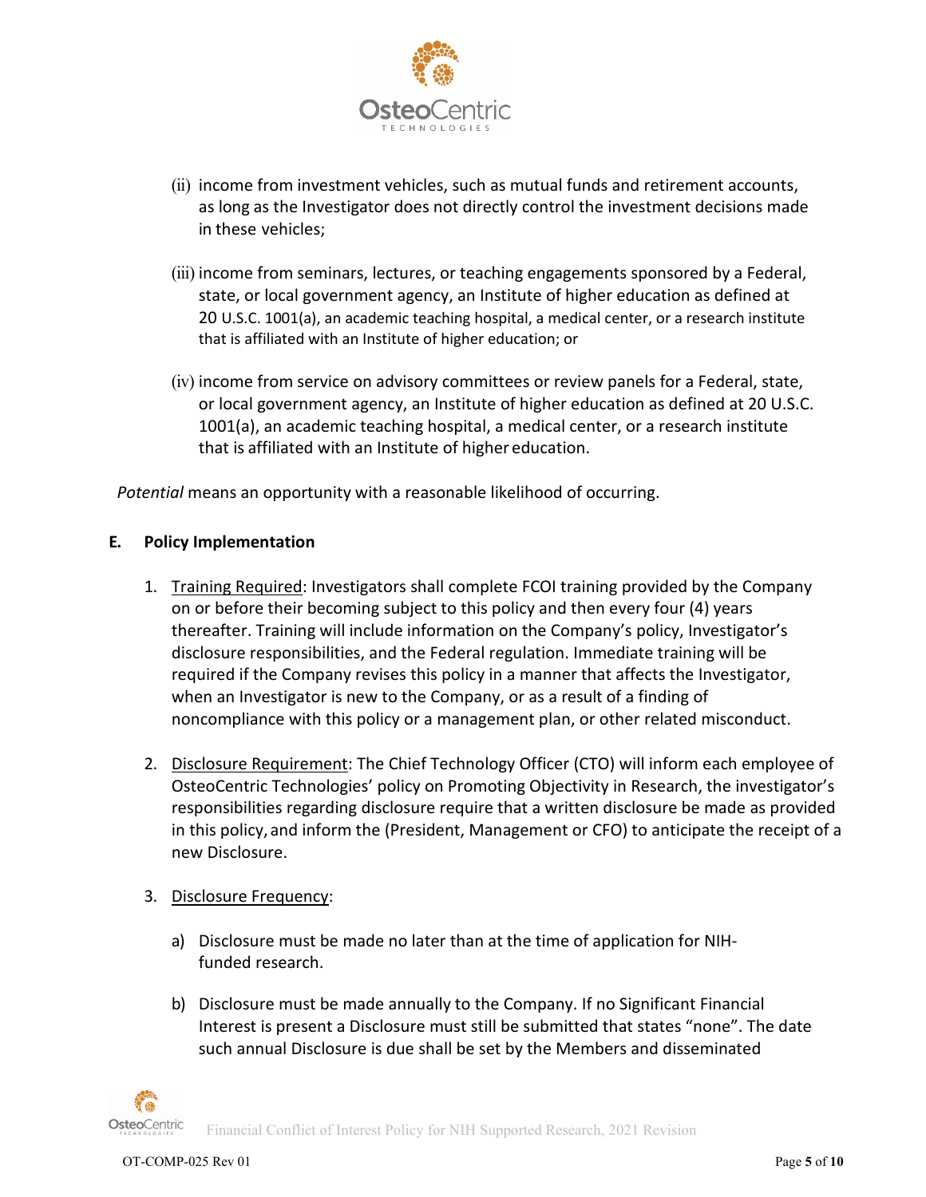(ii) income from investment vehicles, such as mutual funds and retirement accounts, as long as the Investigator does not directly control the investment decisions made in these vehicles;

(iii) income from seminars, lectures, or teaching engagements sponsored by a Federal, state, or local government agency, an Institute of higher education as defined at 20 U.S.C. 1001(a), an academic teaching hospital, a medical center, or a research institute that is affiliated with an Institute of higher education; or

(iv) income from service on advisory committees or review panels for a Federal, state, or local government agency, an Institute of higher education as defined at 20 U.S.C. 1001(a), an academic teaching hospital, a medical center, or a research institute that is affiliated with an Institute of higher education.

*Potential* means an opportunity with a reasonable likelihood of occurring.

## E. Policy Implementation

1. Training Required: Investigators shall complete FCOI training provided by the Company on or before their becoming subject to this policy and then every four (4) years thereafter. Training will include information on the Company's policy, Investigator's disclosure responsibilities, and the Federal regulation. Immediate training will be required if the Company revises this policy in a manner that affects the Investigator, when an Investigator is new to the Company, or as a result of a finding of noncompliance with this policy or a management plan, or other related misconduct.

2. Disclosure Requirement: The Chief Technology Officer (CTO) will inform each employee of OsteoCentric Technologies' policy on Promoting Objectivity in Research, the investigator's responsibilities regarding disclosure require that a written disclosure be made as provided in this policy, and inform the (President, Management or CFO) to anticipate the receipt of a new Disclosure.

3. Disclosure Frequency:

   a) Disclosure must be made no later than at the time of application for NIH-funded research.

   b) Disclosure must be made annually to the Company. If no Significant Financial Interest is present a Disclosure must still be submitted that states "none". The date such annual Disclosure is due shall be set by the Members and disseminated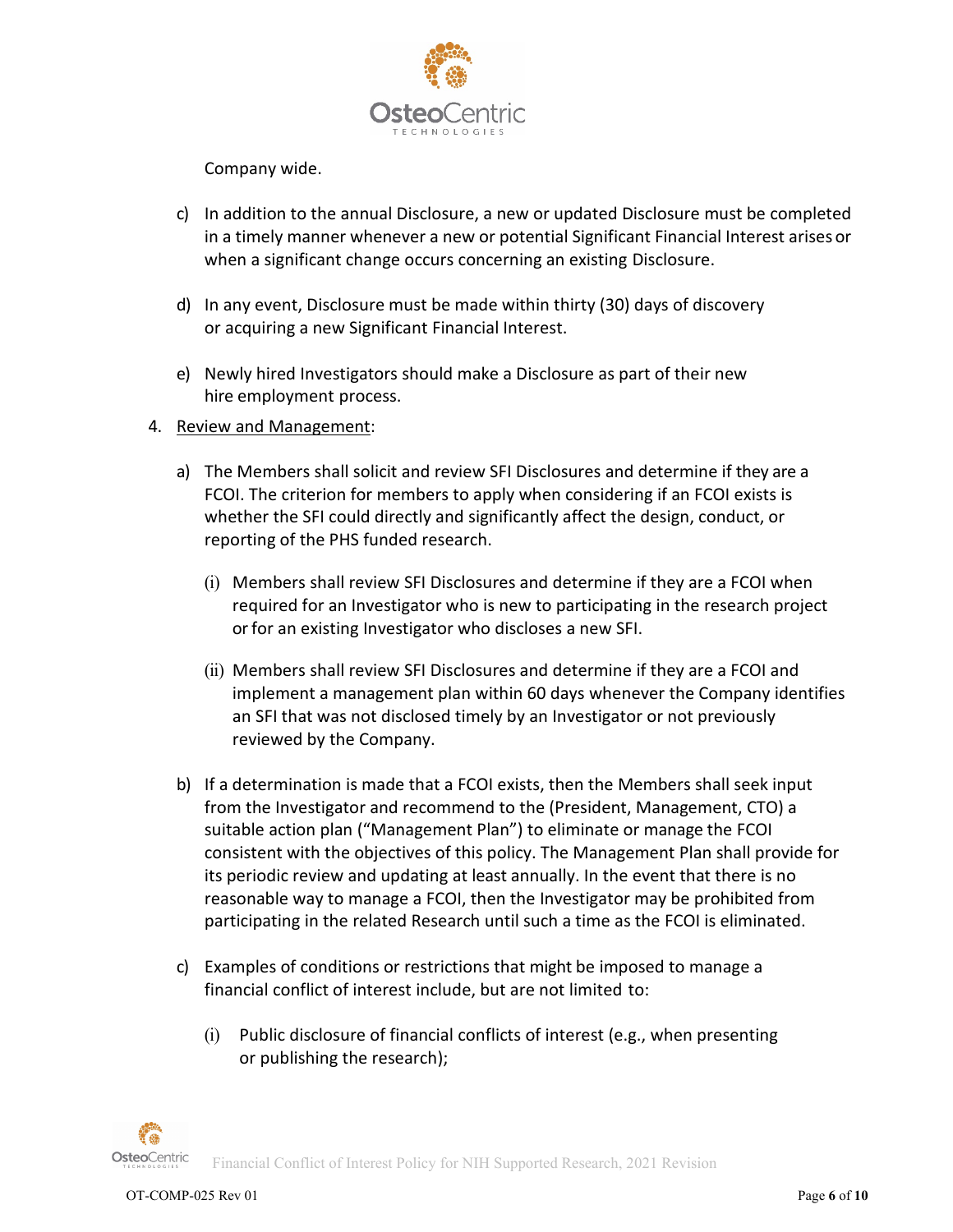Company wide.

c) In addition to the annual Disclosure, a new or updated Disclosure must be completed in a timely manner whenever a new or potential Significant Financial Interest arises or when a significant change occurs concerning an existing Disclosure.

d) In any event, Disclosure must be made within thirty (30) days of discovery or acquiring a new Significant Financial Interest.

e) Newly hired Investigators should make a Disclosure as part of their new hire employment process.

4. Review and Management:

a) The Members shall solicit and review SFI Disclosures and determine if they are a FCOI. The criterion for members to apply when considering if an FCOI exists is whether the SFI could directly and significantly affect the design, conduct, or reporting of the PHS funded research.

(i) Members shall review SFI Disclosures and determine if they are a FCOI when required for an Investigator who is new to participating in the research project or for an existing Investigator who discloses a new SFI.

(ii) Members shall review SFI Disclosures and determine if they are a FCOI and implement a management plan within 60 days whenever the Company identifies an SFI that was not disclosed timely by an Investigator or not previously reviewed by the Company.

b) If a determination is made that a FCOI exists, then the Members shall seek input from the Investigator and recommend to the (President, Management, CTO) a suitable action plan ("Management Plan") to eliminate or manage the FCOI consistent with the objectives of this policy. The Management Plan shall provide for its periodic review and updating at least annually. In the event that there is no reasonable way to manage a FCOI, then the Investigator may be prohibited from participating in the related Research until such a time as the FCOI is eliminated.

c) Examples of conditions or restrictions that might be imposed to manage a financial conflict of interest include, but are not limited to:

(i) Public disclosure of financial conflicts of interest (e.g., when presenting or publishing the research);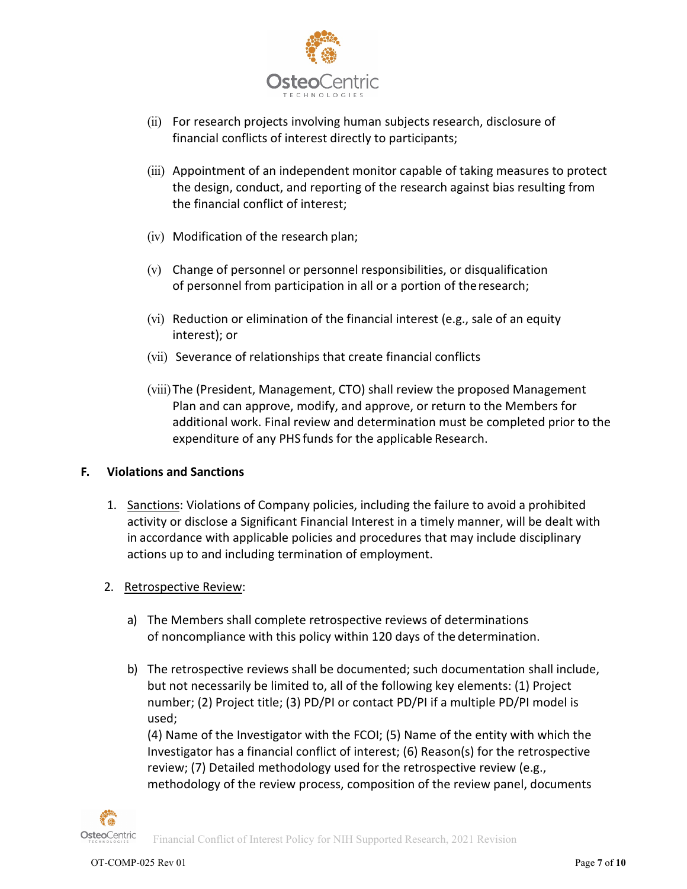(ii) For research projects involving human subjects research, disclosure of financial conflicts of interest directly to participants;

(iii) Appointment of an independent monitor capable of taking measures to protect the design, conduct, and reporting of the research against bias resulting from the financial conflict of interest;

(iv) Modification of the research plan;

(v) Change of personnel or personnel responsibilities, or disqualification of personnel from participation in all or a portion of the research;

(vi) Reduction or elimination of the financial interest (e.g., sale of an equity interest); or

(vii) Severance of relationships that create financial conflicts

(viii) The (President, Management, CTO) shall review the proposed Management Plan and can approve, modify, and approve, or return to the Members for additional work. Final review and determination must be completed prior to the expenditure of any PHS funds for the applicable Research.

## F. Violations and Sanctions

1. Sanctions: Violations of Company policies, including the failure to avoid a prohibited activity or disclose a Significant Financial Interest in a timely manner, will be dealt with in accordance with applicable policies and procedures that may include disciplinary actions up to and including termination of employment.

2. Retrospective Review:

   a) The Members shall complete retrospective reviews of determinations of noncompliance with this policy within 120 days of the determination.

   b) The retrospective reviews shall be documented; such documentation shall include, but not necessarily be limited to, all of the following key elements: (1) Project number; (2) Project title; (3) PD/PI or contact PD/PI if a multiple PD/PI model is used;
   (4) Name of the Investigator with the FCOI; (5) Name of the entity with which the Investigator has a financial conflict of interest; (6) Reason(s) for the retrospective review; (7) Detailed methodology used for the retrospective review (e.g., methodology of the review process, composition of the review panel, documents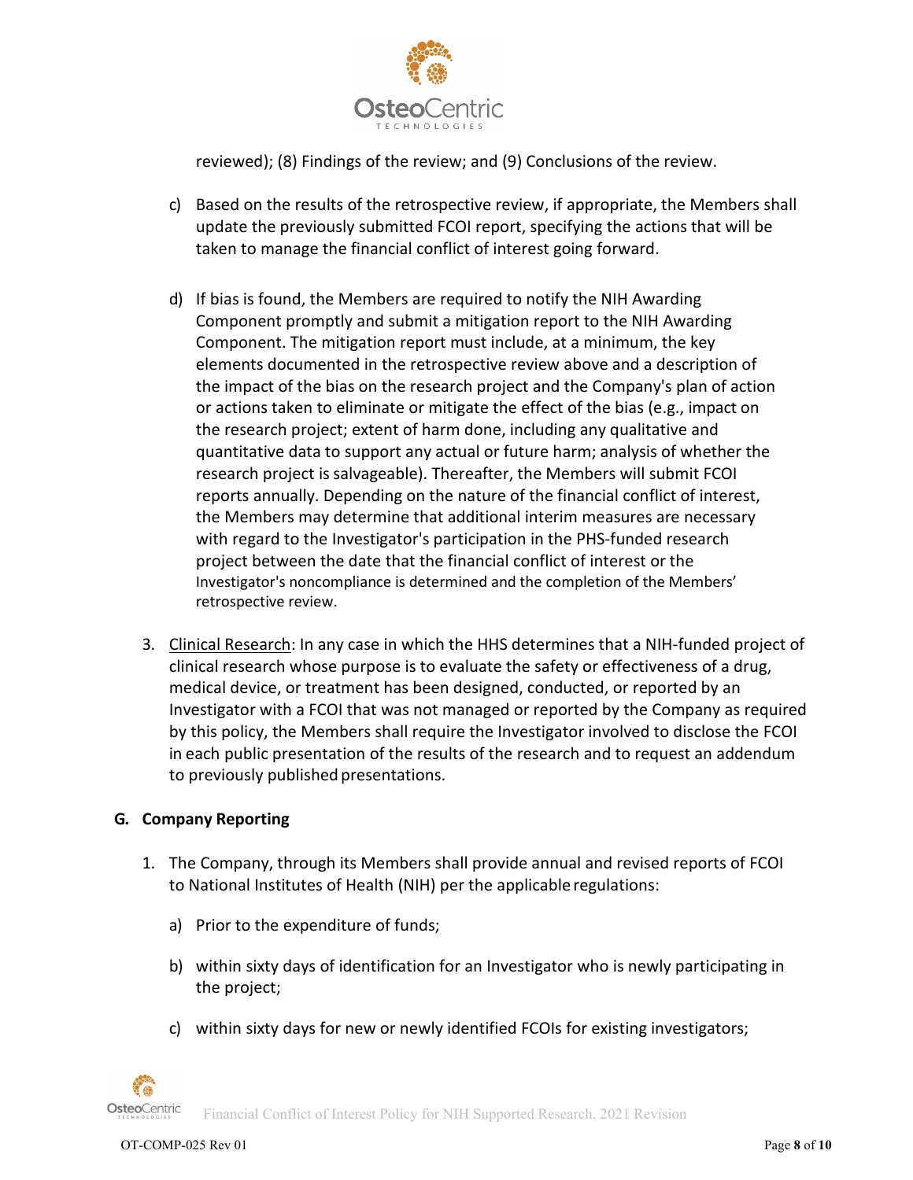reviewed); (8) Findings of the review; and (9) Conclusions of the review.

c) Based on the results of the retrospective review, if appropriate, the Members shall update the previously submitted FCOI report, specifying the actions that will be taken to manage the financial conflict of interest going forward.

d) If bias is found, the Members are required to notify the NIH Awarding Component promptly and submit a mitigation report to the NIH Awarding Component. The mitigation report must include, at a minimum, the key elements documented in the retrospective review above and a description of the impact of the bias on the research project and the Company's plan of action or actions taken to eliminate or mitigate the effect of the bias (e.g., impact on the research project; extent of harm done, including any qualitative and quantitative data to support any actual or future harm; analysis of whether the research project is salvageable). Thereafter, the Members will submit FCOI reports annually. Depending on the nature of the financial conflict of interest, the Members may determine that additional interim measures are necessary with regard to the Investigator's participation in the PHS-funded research project between the date that the financial conflict of interest or the Investigator's noncompliance is determined and the completion of the Members' retrospective review.

3. Clinical Research: In any case in which the HHS determines that a NIH-funded project of clinical research whose purpose is to evaluate the safety or effectiveness of a drug, medical device, or treatment has been designed, conducted, or reported by an Investigator with a FCOI that was not managed or reported by the Company as required by this policy, the Members shall require the Investigator involved to disclose the FCOI in each public presentation of the results of the research and to request an addendum to previously published presentations.

## G. Company Reporting

1. The Company, through its Members shall provide annual and revised reports of FCOI to National Institutes of Health (NIH) per the applicable regulations:

   a) Prior to the expenditure of funds;

   b) within sixty days of identification for an Investigator who is newly participating in the project;

   c) within sixty days for new or newly identified FCOIs for existing investigators;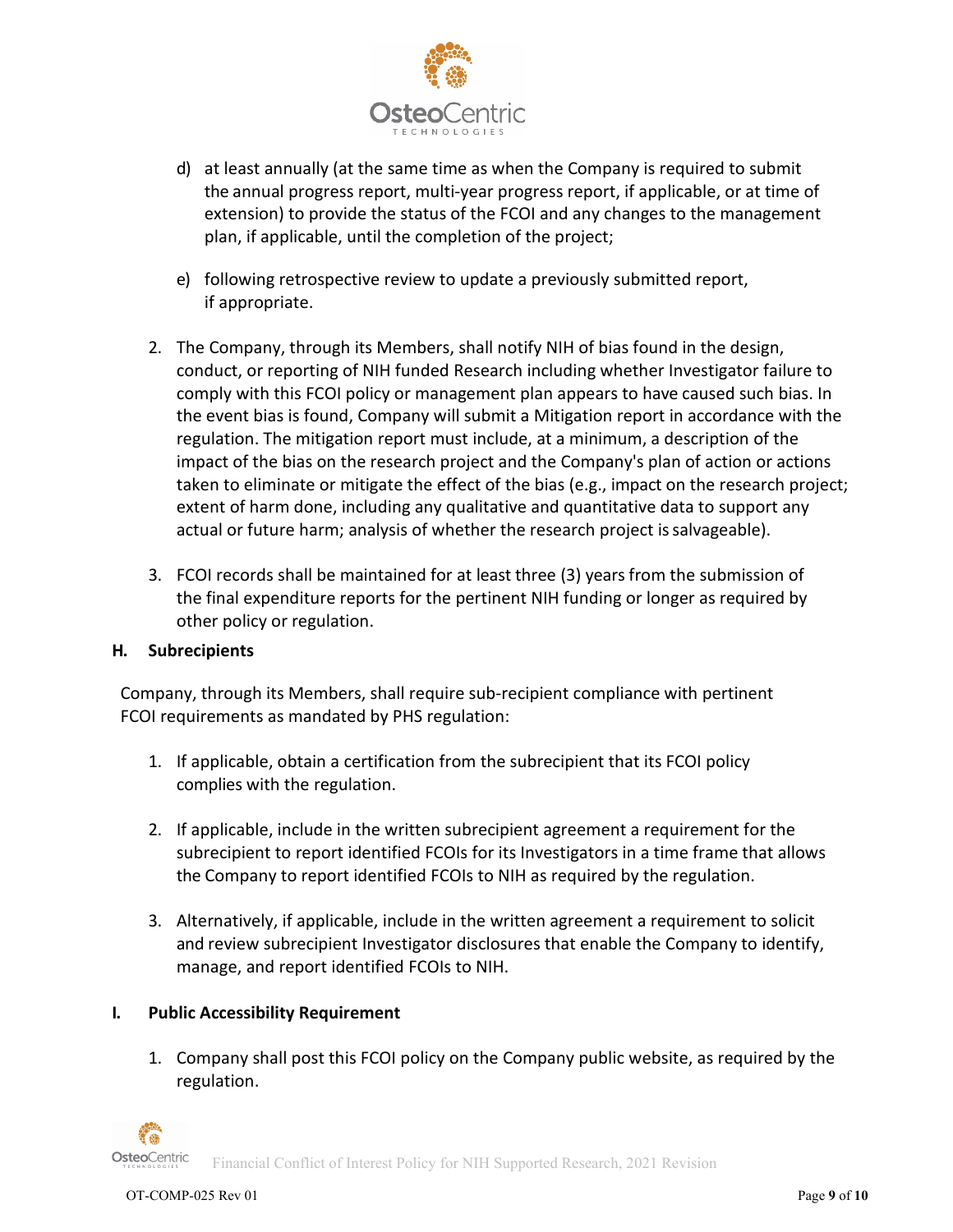d) at least annually (at the same time as when the Company is required to submit the annual progress report, multi-year progress report, if applicable, or at time of extension) to provide the status of the FCOI and any changes to the management plan, if applicable, until the completion of the project;

e) following retrospective review to update a previously submitted report, if appropriate.

2. The Company, through its Members, shall notify NIH of bias found in the design, conduct, or reporting of NIH funded Research including whether Investigator failure to comply with this FCOI policy or management plan appears to have caused such bias. In the event bias is found, Company will submit a Mitigation report in accordance with the regulation. The mitigation report must include, at a minimum, a description of the impact of the bias on the research project and the Company's plan of action or actions taken to eliminate or mitigate the effect of the bias (e.g., impact on the research project; extent of harm done, including any qualitative and quantitative data to support any actual or future harm; analysis of whether the research project is salvageable).

3. FCOI records shall be maintained for at least three (3) years from the submission of the final expenditure reports for the pertinent NIH funding or longer as required by other policy or regulation.

**H. Subrecipients**

Company, through its Members, shall require sub-recipient compliance with pertinent FCOI requirements as mandated by PHS regulation:

1. If applicable, obtain a certification from the subrecipient that its FCOI policy complies with the regulation.

2. If applicable, include in the written subrecipient agreement a requirement for the subrecipient to report identified FCOIs for its Investigators in a time frame that allows the Company to report identified FCOIs to NIH as required by the regulation.

3. Alternatively, if applicable, include in the written agreement a requirement to solicit and review subrecipient Investigator disclosures that enable the Company to identify, manage, and report identified FCOIs to NIH.

**I. Public Accessibility Requirement**

1. Company shall post this FCOI policy on the Company public website, as required by the regulation.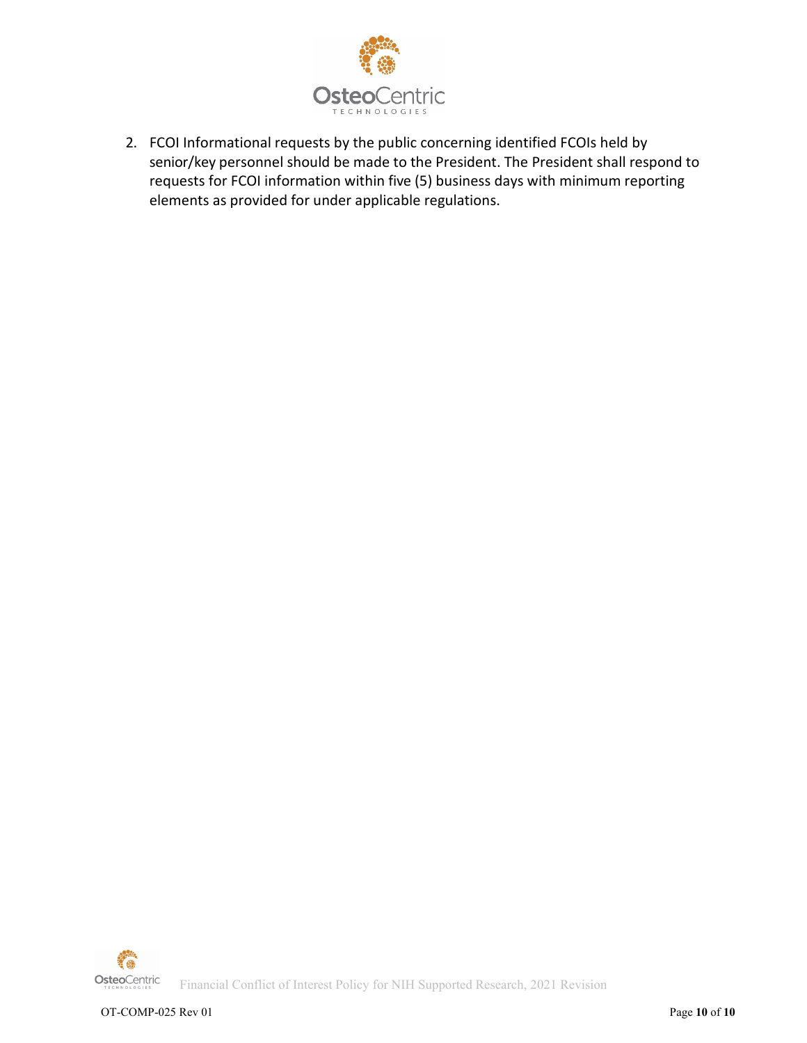2. FCOI Informational requests by the public concerning identified FCOIs held by senior/key personnel should be made to the President. The President shall respond to requests for FCOI information within five (5) business days with minimum reporting elements as provided for under applicable regulations.